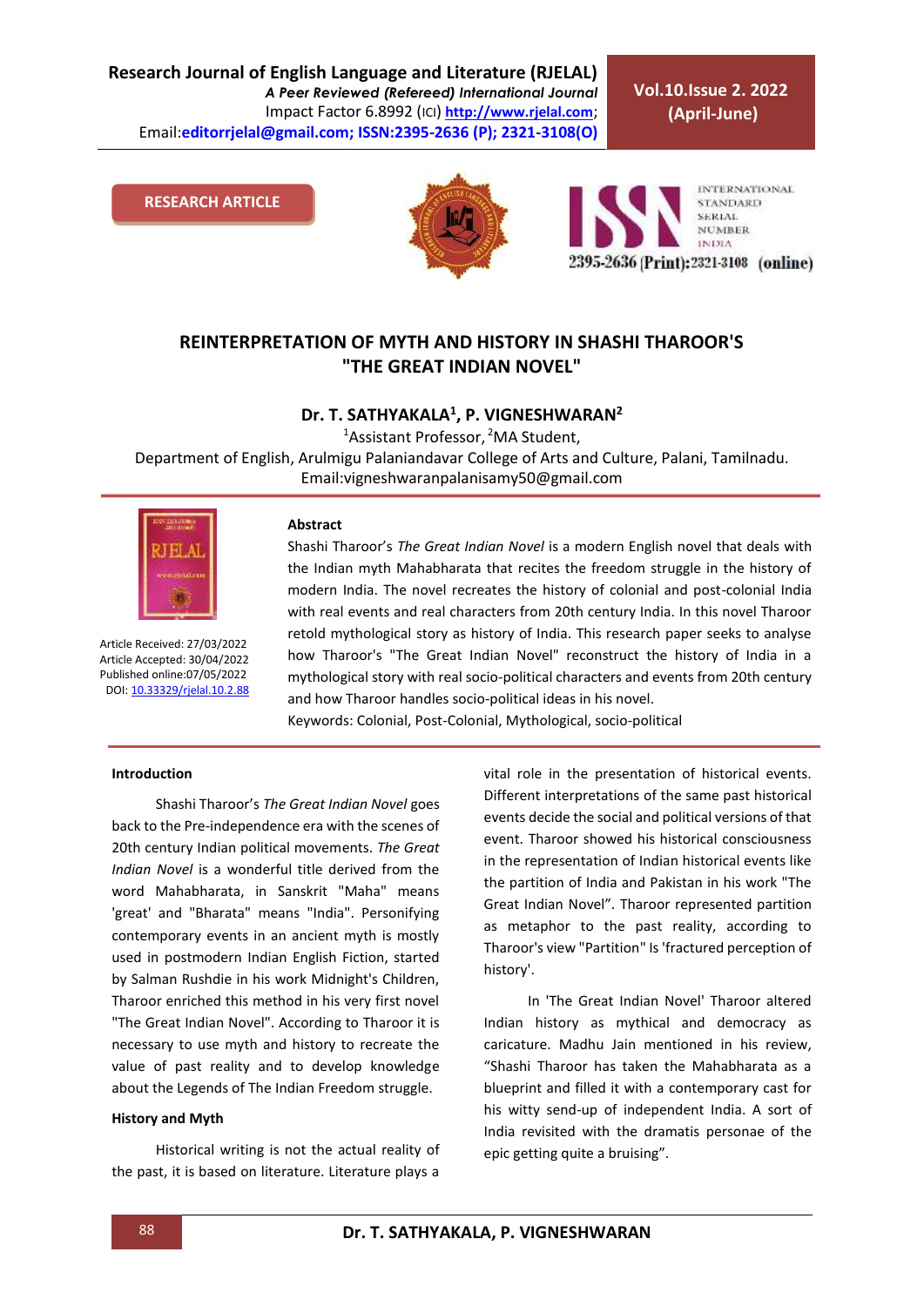RESEARCH ARTICLE

# REINTERPRETATION OF MYTH AND HISTORY IN SHASHI THAROOR'S "THE GREAT INDIAN NOVEL"

**Dr. T. SATHYAKALA[1], P. VIGNESHWARAN[2]**

[1]Assistant Professor, [2]MA Student,
Department of English, Arulmigu Palaniandavar College of Arts and Culture, Palani, Tamilnadu.
Email:vigneshwaranpalanisamy50@gmail.com

Article Received: 27/03/2022
Article Accepted: 30/04/2022
Published online:07/05/2022
DOI: 10.33329/rjelal.10.2.88

**Abstract**

Shashi Tharoor's *The Great Indian Novel* is a modern English novel that deals with the Indian myth Mahabharata that recites the freedom struggle in the history of modern India. The novel recreates the history of colonial and post-colonial India with real events and real characters from 20th century India. In this novel Tharoor retold mythological story as history of India. This research paper seeks to analyse how Tharoor's "The Great Indian Novel" reconstruct the history of India in a mythological story with real socio-political characters and events from 20th century and how Tharoor handles socio-political ideas in his novel.

Keywords: Colonial, Post-Colonial, Mythological, socio-political

**Introduction**

Shashi Tharoor's *The Great Indian Novel* goes back to the Pre-independence era with the scenes of 20th century Indian political movements. *The Great Indian Novel* is a wonderful title derived from the word Mahabharata, in Sanskrit "Maha" means 'great' and "Bharata" means "India". Personifying contemporary events in an ancient myth is mostly used in postmodern Indian English Fiction, started by Salman Rushdie in his work Midnight's Children, Tharoor enriched this method in his very first novel "The Great Indian Novel". According to Tharoor it is necessary to use myth and history to recreate the value of past reality and to develop knowledge about the Legends of The Indian Freedom struggle.

**History and Myth**

Historical writing is not the actual reality of the past, it is based on literature. Literature plays a vital role in the presentation of historical events. Different interpretations of the same past historical events decide the social and political versions of that event. Tharoor showed his historical consciousness in the representation of Indian historical events like the partition of India and Pakistan in his work "The Great Indian Novel". Tharoor represented partition as metaphor to the past reality, according to Tharoor's view "Partition" Is 'fractured perception of history'.

In 'The Great Indian Novel' Tharoor altered Indian history as mythical and democracy as caricature. Madhu Jain mentioned in his review, "Shashi Tharoor has taken the Mahabharata as a blueprint and filled it with a contemporary cast for his witty send-up of independent India. A sort of India revisited with the dramatis personae of the epic getting quite a bruising".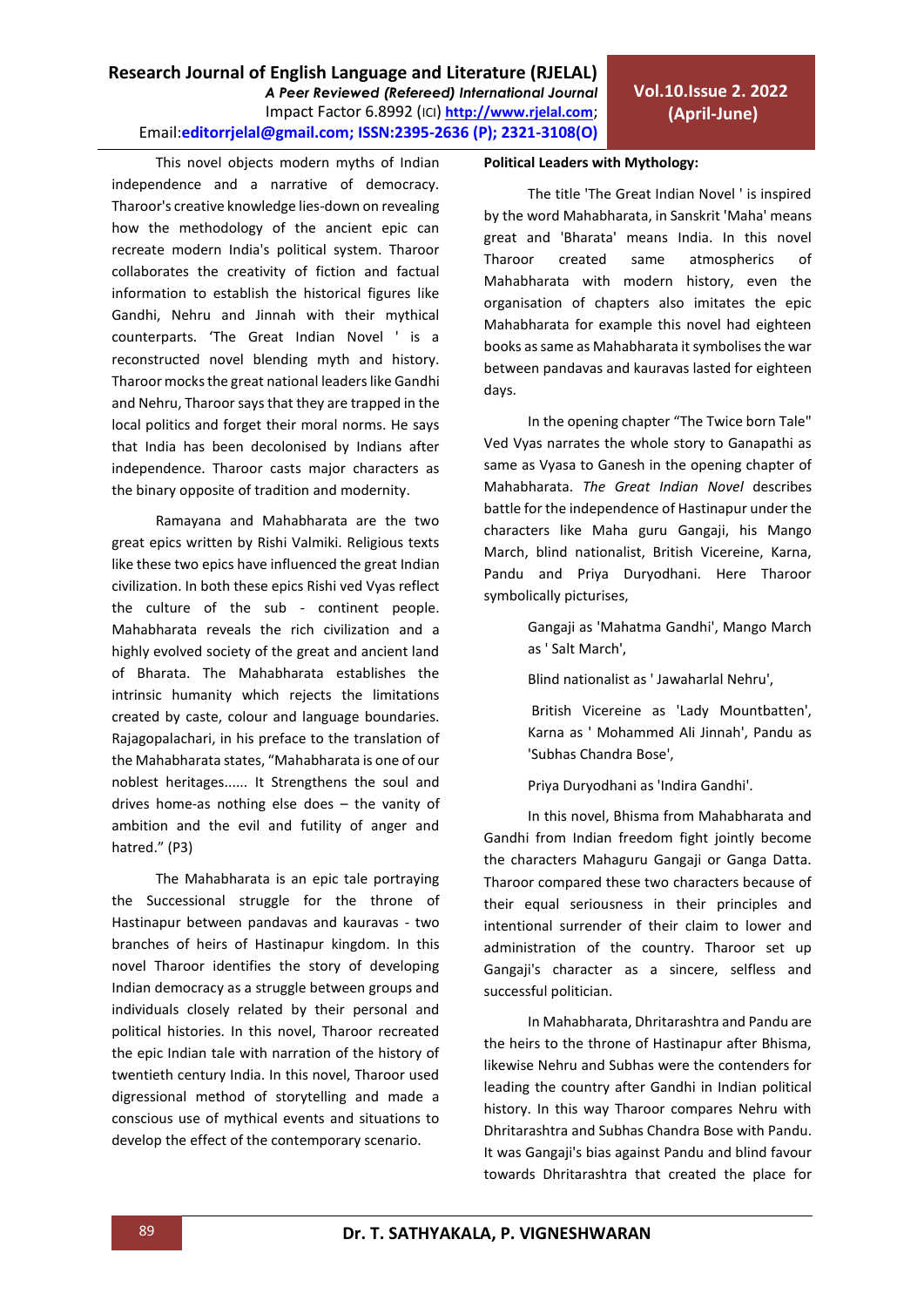This novel objects modern myths of Indian independence and a narrative of democracy. Tharoor's creative knowledge lies-down on revealing how the methodology of the ancient epic can recreate modern India's political system. Tharoor collaborates the creativity of fiction and factual information to establish the historical figures like Gandhi, Nehru and Jinnah with their mythical counterparts. 'The Great Indian Novel ' is a reconstructed novel blending myth and history. Tharoor mocks the great national leaders like Gandhi and Nehru, Tharoor says that they are trapped in the local politics and forget their moral norms. He says that India has been decolonised by Indians after independence. Tharoor casts major characters as the binary opposite of tradition and modernity.

Ramayana and Mahabharata are the two great epics written by Rishi Valmiki. Religious texts like these two epics have influenced the great Indian civilization. In both these epics Rishi ved Vyas reflect the culture of the sub - continent people. Mahabharata reveals the rich civilization and a highly evolved society of the great and ancient land of Bharata. The Mahabharata establishes the intrinsic humanity which rejects the limitations created by caste, colour and language boundaries. Rajagopalachari, in his preface to the translation of the Mahabharata states, "Mahabharata is one of our noblest heritages...... It Strengthens the soul and drives home-as nothing else does – the vanity of ambition and the evil and futility of anger and hatred." (P3)

The Mahabharata is an epic tale portraying the Successional struggle for the throne of Hastinapur between pandavas and kauravas - two branches of heirs of Hastinapur kingdom. In this novel Tharoor identifies the story of developing Indian democracy as a struggle between groups and individuals closely related by their personal and political histories. In this novel, Tharoor recreated the epic Indian tale with narration of the history of twentieth century India. In this novel, Tharoor used digressional method of storytelling and made a conscious use of mythical events and situations to develop the effect of the contemporary scenario.

**Political Leaders with Mythology:**

The title 'The Great Indian Novel ' is inspired by the word Mahabharata, in Sanskrit 'Maha' means great and 'Bharata' means India. In this novel Tharoor created same atmospherics of Mahabharata with modern history, even the organisation of chapters also imitates the epic Mahabharata for example this novel had eighteen books as same as Mahabharata it symbolises the war between pandavas and kauravas lasted for eighteen days.

In the opening chapter "The Twice born Tale" Ved Vyas narrates the whole story to Ganapathi as same as Vyasa to Ganesh in the opening chapter of Mahabharata. *The Great Indian Novel* describes battle for the independence of Hastinapur under the characters like Maha guru Gangaji, his Mango March, blind nationalist, British Vicereine, Karna, Pandu and Priya Duryodhani. Here Tharoor symbolically picturises,

> Gangaji as 'Mahatma Gandhi', Mango March as ' Salt March',
>
> Blind nationalist as ' Jawaharlal Nehru',
>
> British Vicereine as 'Lady Mountbatten', Karna as ' Mohammed Ali Jinnah', Pandu as 'Subhas Chandra Bose',
>
> Priya Duryodhani as 'Indira Gandhi'.

In this novel, Bhisma from Mahabharata and Gandhi from Indian freedom fight jointly become the characters Mahaguru Gangaji or Ganga Datta. Tharoor compared these two characters because of their equal seriousness in their principles and intentional surrender of their claim to lower and administration of the country. Tharoor set up Gangaji's character as a sincere, selfless and successful politician.

In Mahabharata, Dhritarashtra and Pandu are the heirs to the throne of Hastinapur after Bhisma, likewise Nehru and Subhas were the contenders for leading the country after Gandhi in Indian political history. In this way Tharoor compares Nehru with Dhritarashtra and Subhas Chandra Bose with Pandu. It was Gangaji's bias against Pandu and blind favour towards Dhritarashtra that created the place for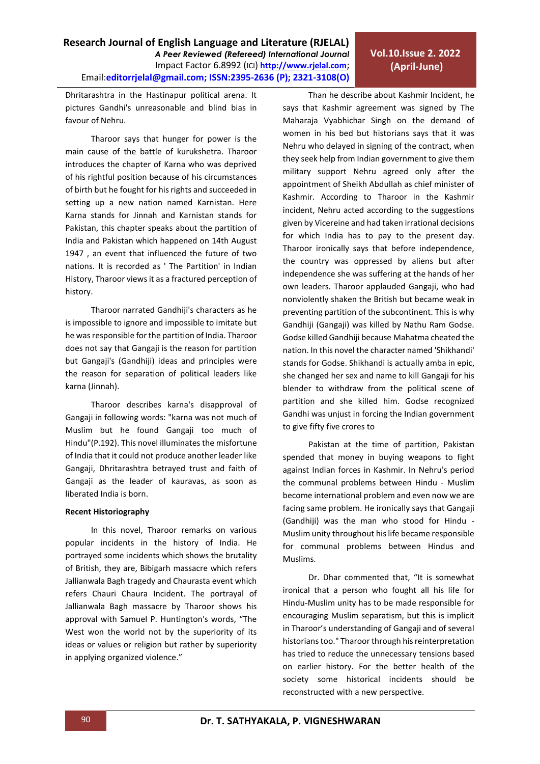Dhritarashtra in the Hastinapur political arena. It pictures Gandhi's unreasonable and blind bias in favour of Nehru.

Tharoor says that hunger for power is the main cause of the battle of kurukshetra. Tharoor introduces the chapter of Karna who was deprived of his rightful position because of his circumstances of birth but he fought for his rights and succeeded in setting up a new nation named Karnistan. Here Karna stands for Jinnah and Karnistan stands for Pakistan, this chapter speaks about the partition of India and Pakistan which happened on 14th August 1947 , an event that influenced the future of two nations. It is recorded as ' The Partition' in Indian History, Tharoor views it as a fractured perception of history.

Tharoor narrated Gandhiji's characters as he is impossible to ignore and impossible to imitate but he was responsible for the partition of India. Tharoor does not say that Gangaji is the reason for partition but Gangaji's (Gandhiji) ideas and principles were the reason for separation of political leaders like karna (Jinnah).

Tharoor describes karna's disapproval of Gangaji in following words: "karna was not much of Muslim but he found Gangaji too much of Hindu"(P.192). This novel illuminates the misfortune of India that it could not produce another leader like Gangaji, Dhritarashtra betrayed trust and faith of Gangaji as the leader of kauravas, as soon as liberated India is born.

**Recent Historiography**

In this novel, Tharoor remarks on various popular incidents in the history of India. He portrayed some incidents which shows the brutality of British, they are, Bibigarh massacre which refers Jallianwala Bagh tragedy and Chaurasta event which refers Chauri Chaura Incident. The portrayal of Jallianwala Bagh massacre by Tharoor shows his approval with Samuel P. Huntington's words, "The West won the world not by the superiority of its ideas or values or religion but rather by superiority in applying organized violence."

Than he describe about Kashmir Incident, he says that Kashmir agreement was signed by The Maharaja Vyabhichar Singh on the demand of women in his bed but historians says that it was Nehru who delayed in signing of the contract, when they seek help from Indian government to give them military support Nehru agreed only after the appointment of Sheikh Abdullah as chief minister of Kashmir. According to Tharoor in the Kashmir incident, Nehru acted according to the suggestions given by Vicereine and had taken irrational decisions for which India has to pay to the present day. Tharoor ironically says that before independence, the country was oppressed by aliens but after independence she was suffering at the hands of her own leaders. Tharoor applauded Gangaji, who had nonviolently shaken the British but became weak in preventing partition of the subcontinent. This is why Gandhiji (Gangaji) was killed by Nathu Ram Godse. Godse killed Gandhiji because Mahatma cheated the nation. In this novel the character named 'Shikhandi' stands for Godse. Shikhandi is actually amba in epic, she changed her sex and name to kill Gangaji for his blender to withdraw from the political scene of partition and she killed him. Godse recognized Gandhi was unjust in forcing the Indian government to give fifty five crores to

Pakistan at the time of partition, Pakistan spended that money in buying weapons to fight against Indian forces in Kashmir. In Nehru's period the communal problems between Hindu - Muslim become international problem and even now we are facing same problem. He ironically says that Gangaji (Gandhiji) was the man who stood for Hindu - Muslim unity throughout his life became responsible for communal problems between Hindus and Muslims.

Dr. Dhar commented that, "It is somewhat ironical that a person who fought all his life for Hindu-Muslim unity has to be made responsible for encouraging Muslim separatism, but this is implicit in Tharoor's understanding of Gangaji and of several historians too." Tharoor through his reinterpretation has tried to reduce the unnecessary tensions based on earlier history. For the better health of the society some historical incidents should be reconstructed with a new perspective.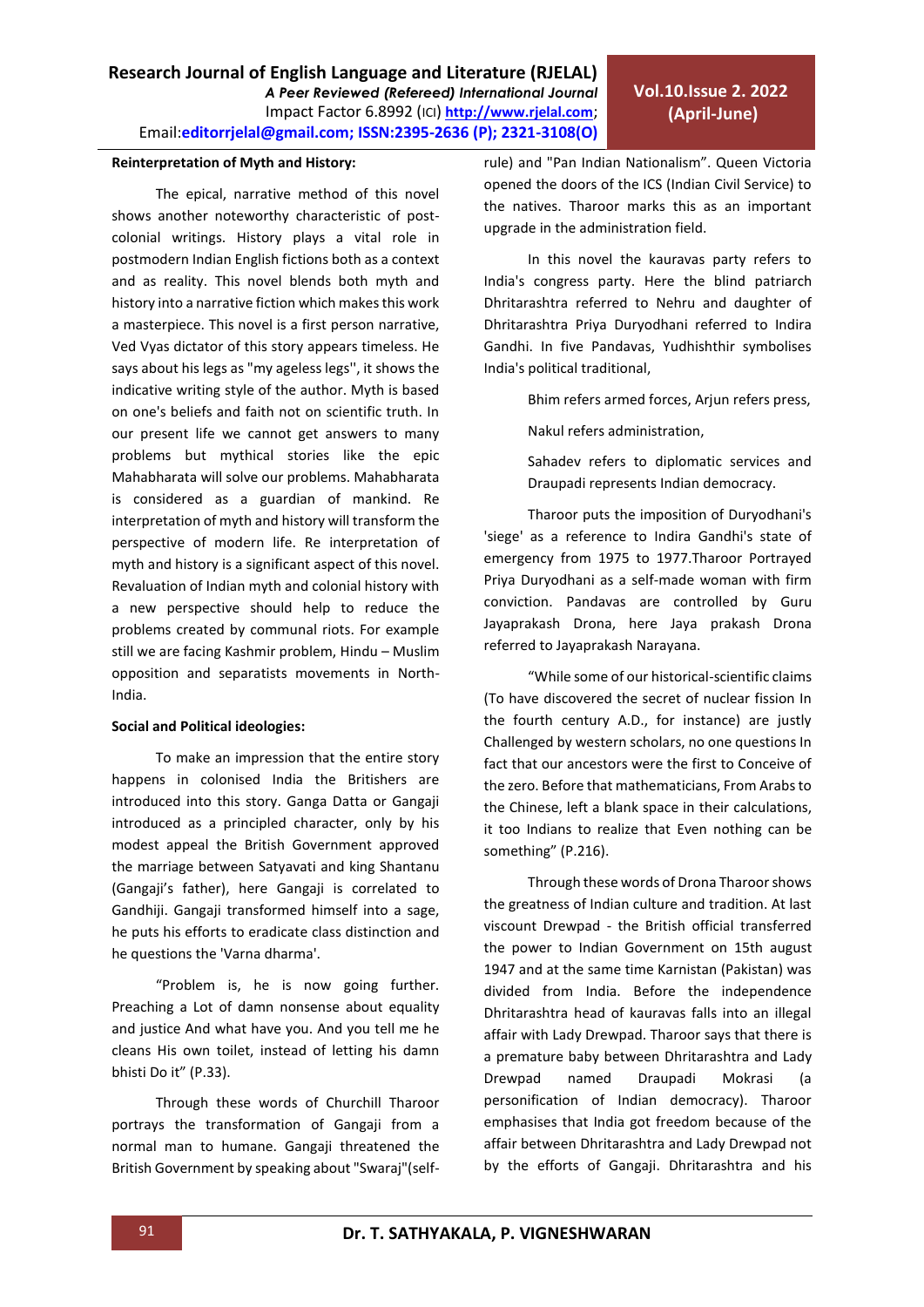### Reinterpretation of Myth and History:

The epical, narrative method of this novel shows another noteworthy characteristic of post-colonial writings. History plays a vital role in postmodern Indian English fictions both as a context and as reality. This novel blends both myth and history into a narrative fiction which makes this work a masterpiece. This novel is a first person narrative, Ved Vyas dictator of this story appears timeless. He says about his legs as "my ageless legs'', it shows the indicative writing style of the author. Myth is based on one's beliefs and faith not on scientific truth. In our present life we cannot get answers to many problems but mythical stories like the epic Mahabharata will solve our problems. Mahabharata is considered as a guardian of mankind. Re interpretation of myth and history will transform the perspective of modern life. Re interpretation of myth and history is a significant aspect of this novel. Revaluation of Indian myth and colonial history with a new perspective should help to reduce the problems created by communal riots. For example still we are facing Kashmir problem, Hindu – Muslim opposition and separatists movements in North-India.

### Social and Political ideologies:

To make an impression that the entire story happens in colonised India the Britishers are introduced into this story. Ganga Datta or Gangaji introduced as a principled character, only by his modest appeal the British Government approved the marriage between Satyavati and king Shantanu (Gangaji's father), here Gangaji is correlated to Gandhiji. Gangaji transformed himself into a sage, he puts his efforts to eradicate class distinction and he questions the 'Varna dharma'.

"Problem is, he is now going further. Preaching a Lot of damn nonsense about equality and justice And what have you. And you tell me he cleans His own toilet, instead of letting his damn bhisti Do it" (P.33).

Through these words of Churchill Tharoor portrays the transformation of Gangaji from a normal man to humane. Gangaji threatened the British Government by speaking about "Swaraj"(self-rule) and "Pan Indian Nationalism". Queen Victoria opened the doors of the ICS (Indian Civil Service) to the natives. Tharoor marks this as an important upgrade in the administration field.

In this novel the kauravas party refers to India's congress party. Here the blind patriarch Dhritarashtra referred to Nehru and daughter of Dhritarashtra Priya Duryodhani referred to Indira Gandhi. In five Pandavas, Yudhishthir symbolises India's political traditional,

Bhim refers armed forces, Arjun refers press,

Nakul refers administration,

Sahadev refers to diplomatic services and Draupadi represents Indian democracy.

Tharoor puts the imposition of Duryodhani's 'siege' as a reference to Indira Gandhi's state of emergency from 1975 to 1977.Tharoor Portrayed Priya Duryodhani as a self-made woman with firm conviction. Pandavas are controlled by Guru Jayaprakash Drona, here Jaya prakash Drona referred to Jayaprakash Narayana.

"While some of our historical-scientific claims (To have discovered the secret of nuclear fission In the fourth century A.D., for instance) are justly Challenged by western scholars, no one questions In fact that our ancestors were the first to Conceive of the zero. Before that mathematicians, From Arabs to the Chinese, left a blank space in their calculations, it too Indians to realize that Even nothing can be something" (P.216).

Through these words of Drona Tharoor shows the greatness of Indian culture and tradition. At last viscount Drewpad - the British official transferred the power to Indian Government on 15th august 1947 and at the same time Karnistan (Pakistan) was divided from India. Before the independence Dhritarashtra head of kauravas falls into an illegal affair with Lady Drewpad. Tharoor says that there is a premature baby between Dhritarashtra and Lady Drewpad named Draupadi Mokrasi (a personification of Indian democracy). Tharoor emphasises that India got freedom because of the affair between Dhritarashtra and Lady Drewpad not by the efforts of Gangaji. Dhritarashtra and his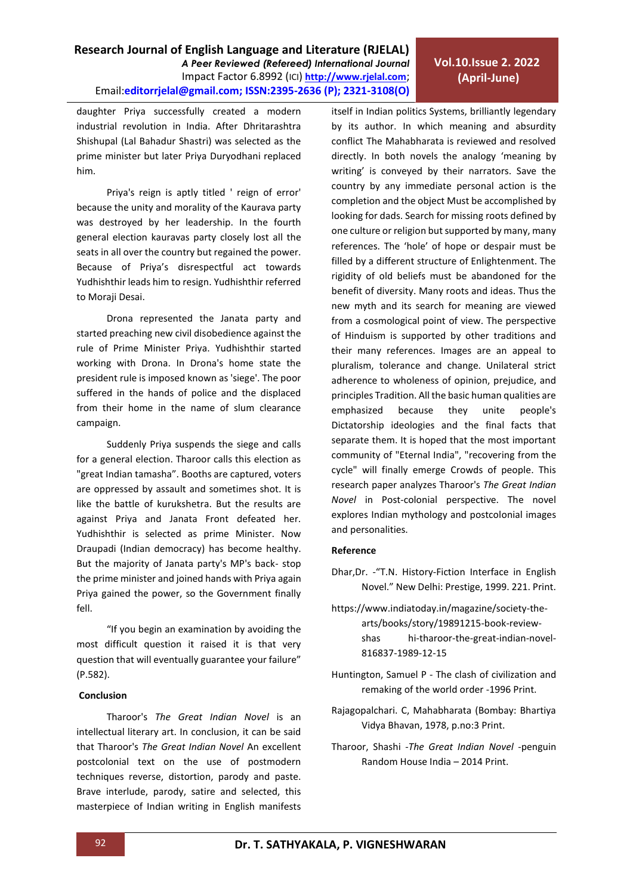daughter Priya successfully created a modern industrial revolution in India. After Dhritarashtra Shishupal (Lal Bahadur Shastri) was selected as the prime minister but later Priya Duryodhani replaced him.

Priya's reign is aptly titled ' reign of error' because the unity and morality of the Kaurava party was destroyed by her leadership. In the fourth general election kauravas party closely lost all the seats in all over the country but regained the power. Because of Priya's disrespectful act towards Yudhishthir leads him to resign. Yudhishthir referred to Moraji Desai.

Drona represented the Janata party and started preaching new civil disobedience against the rule of Prime Minister Priya. Yudhishthir started working with Drona. In Drona's home state the president rule is imposed known as 'siege'. The poor suffered in the hands of police and the displaced from their home in the name of slum clearance campaign.

Suddenly Priya suspends the siege and calls for a general election. Tharoor calls this election as "great Indian tamasha". Booths are captured, voters are oppressed by assault and sometimes shot. It is like the battle of kurukshetra. But the results are against Priya and Janata Front defeated her. Yudhishthir is selected as prime Minister. Now Draupadi (Indian democracy) has become healthy. But the majority of Janata party's MP's back- stop the prime minister and joined hands with Priya again Priya gained the power, so the Government finally fell.

"If you begin an examination by avoiding the most difficult question it raised it is that very question that will eventually guarantee your failure" (P.582).

## Conclusion

Tharoor's *The Great Indian Novel* is an intellectual literary art. In conclusion, it can be said that Tharoor's *The Great Indian Novel* An excellent postcolonial text on the use of postmodern techniques reverse, distortion, parody and paste. Brave interlude, parody, satire and selected, this masterpiece of Indian writing in English manifests itself in Indian politics Systems, brilliantly legendary by its author. In which meaning and absurdity conflict The Mahabharata is reviewed and resolved directly. In both novels the analogy 'meaning by writing' is conveyed by their narrators. Save the country by any immediate personal action is the completion and the object Must be accomplished by looking for dads. Search for missing roots defined by one culture or religion but supported by many, many references. The 'hole' of hope or despair must be filled by a different structure of Enlightenment. The rigidity of old beliefs must be abandoned for the benefit of diversity. Many roots and ideas. Thus the new myth and its search for meaning are viewed from a cosmological point of view. The perspective of Hinduism is supported by other traditions and their many references. Images are an appeal to pluralism, tolerance and change. Unilateral strict adherence to wholeness of opinion, prejudice, and principles Tradition. All the basic human qualities are emphasized because they unite people's Dictatorship ideologies and the final facts that separate them. It is hoped that the most important community of "Eternal India", "recovering from the cycle" will finally emerge Crowds of people. This research paper analyzes Tharoor's *The Great Indian Novel* in Post-colonial perspective. The novel explores Indian mythology and postcolonial images and personalities.

## Reference

Dhar,Dr. -"T.N. History-Fiction Interface in English Novel." New Delhi: Prestige, 1999. 221. Print.

https://www.indiatoday.in/magazine/society-the-arts/books/story/19891215-book-review-shashi-tharoor-the-great-indian-novel-816837-1989-12-15

Huntington, Samuel P - The clash of civilization and remaking of the world order -1996 Print.

Rajagopalchari. C, Mahabharata (Bombay: Bhartiya Vidya Bhavan, 1978, p.no:3 Print.

Tharoor, Shashi -*The Great Indian Novel* -penguin Random House India – 2014 Print.